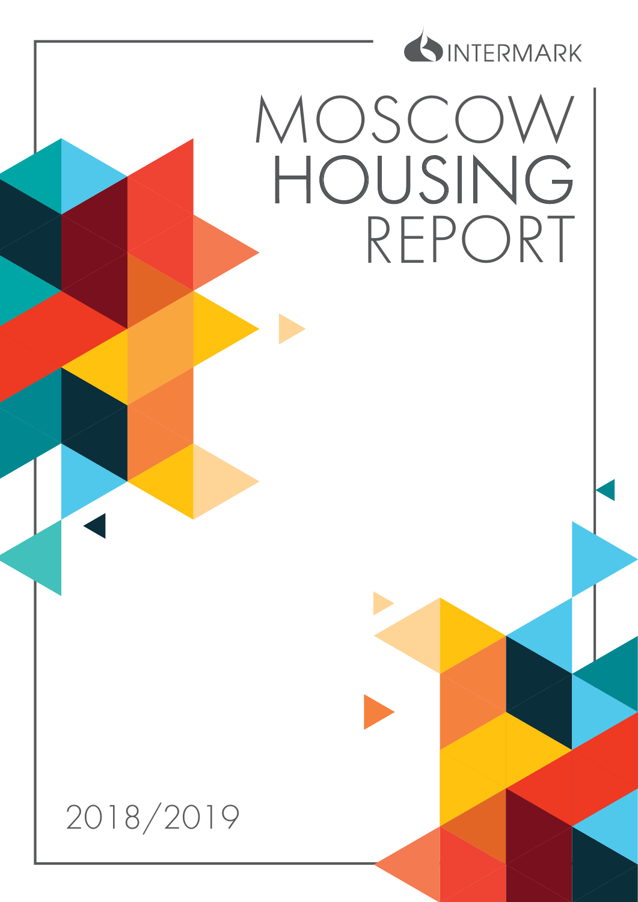INTERMARK

# MOSCOW HOUSING REPORT

2018/2019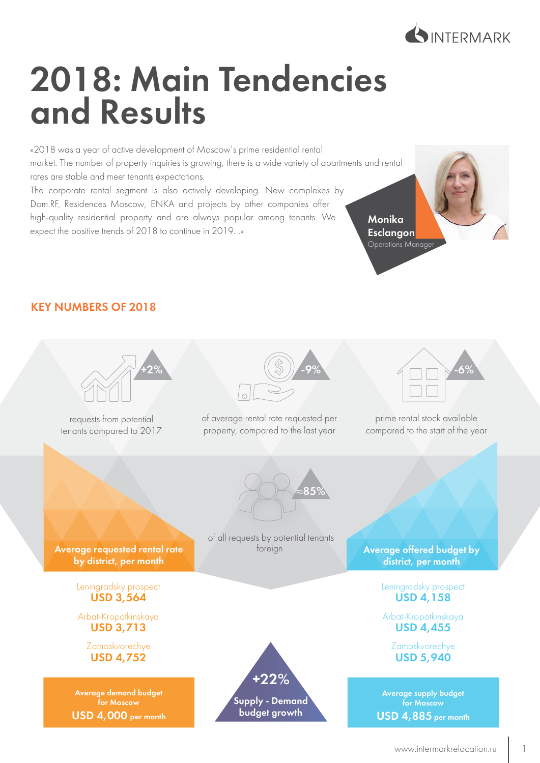# 2018: Main Tendencies and Results

«2018 was a year of active development of Moscow's prime residential rental market. The number of property inquiries is growing, there is a wide variety of apartments and rental rates are stable and meet tenants expectations.
The corporate rental segment is also actively developing. New complexes by Dom.RF, Residences Moscow, ENKA and projects by other companies offer high-quality residential property and are always popular among tenants. We expect the positive trends of 2018 to continue in 2019...»

**Monika Esclangon**
Operations Manager

## KEY NUMBERS OF 2018

**+2%** requests from potential tenants compared to 2017

**-9%** of average rental rate requested per property, compared to the last year

**-6%** prime rental stock available compared to the start of the year

**≈85%** of all requests by potential tenants foreign

**Average requested rental rate by district, per month**

- Leningradsky prospect **USD 3,564**
- Arbat-Kropotkinskaya **USD 3,713**
- Zamoskvorechye **USD 4,752**

**Average offered budget by district, per month**

- Leningradsky prospect **USD 4,158**
- Arbat-Kropotkinskaya **USD 4,455**
- Zamoskvorechye **USD 5,940**

**Average demand budget for Moscow USD 4,000 per month**

**+22% Supply - Demand budget growth**

**Average supply budget for Moscow USD 4,885 per month**

www.intermarkrelocation.ru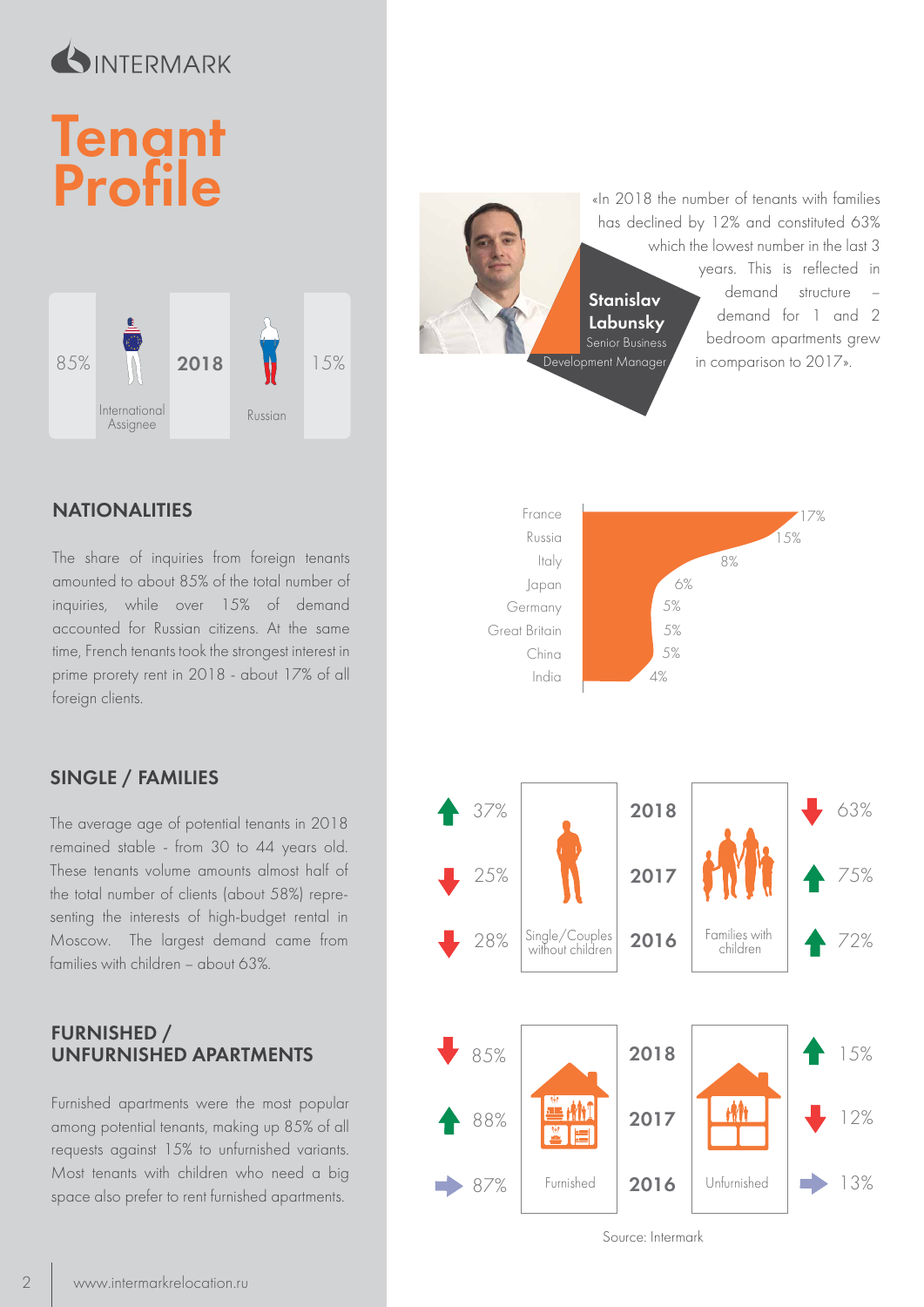# Tenant Profile

| 85% | International Assignee | 2018 | Russian | 15% |
|---|---|---|---|---|

«In 2018 the number of tenants with families has declined by 12% and constituted 63% which the lowest number in the last 3 years. This is reflected in demand structure – demand for 1 and 2 bedroom apartments grew in comparison to 2017».

**Stanislav Labunsky**
Senior Business Development Manager

## NATIONALITIES

The share of inquiries from foreign tenants amounted to about 85% of the total number of inquiries, while over 15% of demand accounted for Russian citizens. At the same time, French tenants took the strongest interest in prime progety rent in 2018 - about 17% of all foreign clients.

| Country | Share |
|---|---|
| France | 17% |
| Russia | 15% |
| Italy | 8% |
| Japan | 6% |
| Germany | 5% |
| Great Britain | 5% |
| China | 5% |
| India | 4% |

## SINGLE / FAMILIES

The average age of potential tenants in 2018 remained stable - from 30 to 44 years old. These tenants volume amounts almost half of the total number of clients (about 58%) representing the interests of high-budget rental in Moscow. The largest demand came from families with children – about 63%.

| Year | Single/Couples without children | Families with children |
|---|---|---|
| 2018 | ↑ 37% | ↓ 63% |
| 2017 | ↓ 25% | ↑ 75% |
| 2016 | ↓ 28% | ↑ 72% |

## FURNISHED / UNFURNISHED APARTMENTS

Furnished apartments were the most popular among potential tenants, making up 85% of all requests against 15% to unfurnished variants. Most tenants with children who need a big space also prefer to rent furnished apartments.

| Year | Furnished | Unfurnished |
|---|---|---|
| 2018 | ↓ 85% | ↑ 15% |
| 2017 | ↑ 88% | ↓ 12% |
| 2016 | → 87% | → 13% |

Source: Intermark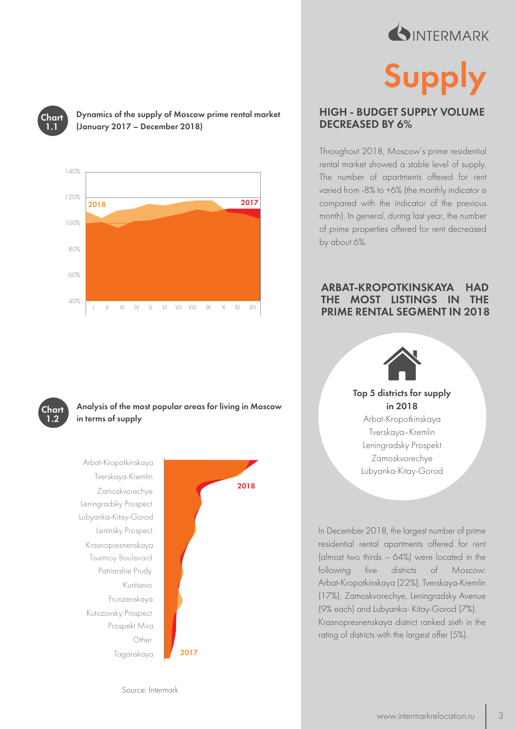# Supply

## HIGH - BUDGET SUPPLY VOLUME DECREASED BY 6%

Throughout 2018, Moscow's prime residential rental market showed a stable level of supply. The number of apartments offered for rent varied from -8% to +6% (the monthly indicator is compared with the indicator of the previous month). In general, during last year, the number of prime properties offered for rent decreased by about 6%.

**Chart 1.1** Dynamics of the supply of Moscow prime rental market (January 2017 – December 2018)

140%
120%
100%
80%
60%
40%

2018
2017

I II III IV V VI VII VIII IX X XI XII

## ARBAT-KROPOTKINSKAYA HAD THE MOST LISTINGS IN THE PRIME RENTAL SEGMENT IN 2018

**Top 5 districts for supply in 2018**

Arbat-Kropotkinskaya
Tverskaya–Kremlin
Leningradsky Prospekt
Zamoskvorechye
Lubyanka-Kitay-Gorod

In December 2018, the largest number of prime residential rental apartments offered for rent (almost two thirds – 64%) were located in the following five districts of Moscow: Arbat-Kropotkinskaya (22%), Tverskaya-Kremlin (17%), Zamoskvorechye, Leningradsky Avenue (9% each) and Lubyanka- Kitay-Gorod (7%). Krasnopresnenskaya district ranked sixth in the rating of districts with the largest offer (5%).

**Chart 1.2** Analysis of the most popular areas for living in Moscow in terms of supply

Arbat-Kropotkinskaya
Tverskaya-Kremlin
Zamoskvorechye
Leningradsky Prospect
Lubyanka-Kitay-Gorod
Leninsky Prospect
Krasnopresnenskaya
Tsvetnoy Boulevard
Patriarshie Prudy
Kuntsevo
Frunzenskaya
Kutuzovsky Prospect
Prospekt Mira
Other
Taganskaya

2018
2017

Source: Intermark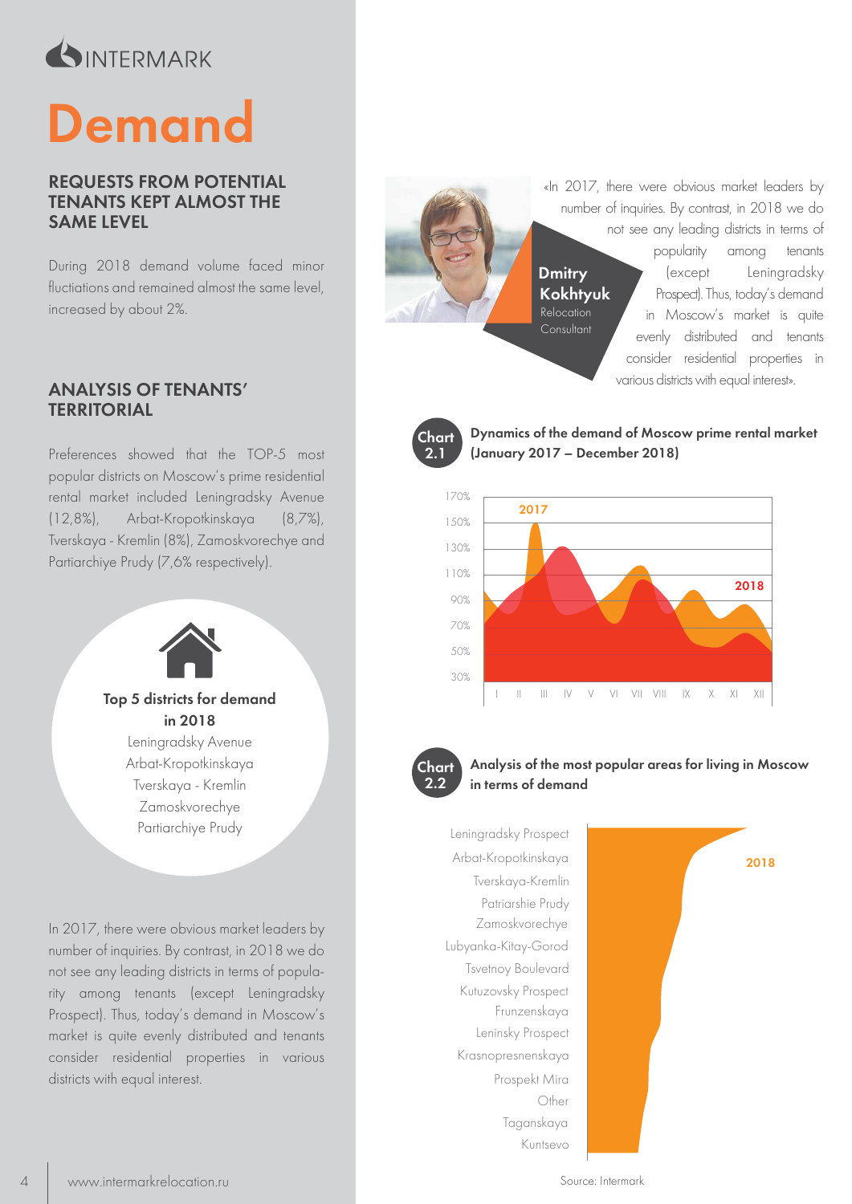# Demand

## REQUESTS FROM POTENTIAL TENANTS KEPT ALMOST THE SAME LEVEL

During 2018 demand volume faced minor fluctiations and remained almost the same level, increased by about 2%.

## ANALYSIS OF TENANTS' TERRITORIAL

Preferences showed that the TOP-5 most popular districts on Moscow's prime residential rental market included Leningradsky Avenue (12,8%), Arbat-Kropotkinskaya (8,7%), Tverskaya - Kremlin (8%), Zamoskvorechye and Partiarchiye Prudy (7,6% respectively).

**Top 5 districts for demand in 2018**

Leningradsky Avenue
Arbat-Kropotkinskaya
Tverskaya - Kremlin
Zamoskvorechye
Partiarchiye Prudy

In 2017, there were obvious market leaders by number of inquiries. By contrast, in 2018 we do not see any leading districts in terms of popularity among tenants (except Leningradsky Prospect). Thus, today's demand in Moscow's market is quite evenly distributed and tenants consider residential properties in various districts with equal interest.

«In 2017, there were obvious market leaders by number of inquiries. By contrast, in 2018 we do not see any leading districts in terms of popularity among tenants (except Leningradsky Prospect). Thus, today's demand in Moscow's market is quite evenly distributed and tenants consider residential properties in various districts with equal interest».

**Dmitry Kokhtyuk**
Relocation Consultant

**Chart 2.1** Dynamics of the demand of Moscow prime rental market (January 2017 – December 2018)

2017, 2018

170%, 150%, 130%, 110%, 90%, 70%, 50%, 30%

I, II, III, IV, V, VI, VII, VIII, IX, X, XI, XII

**Chart 2.2** Analysis of the most popular areas for living in Moscow in terms of demand

2018

Leningradsky Prospect
Arbat-Kropotkinskaya
Tverskaya-Kremlin
Patriarshie Prudy
Zamoskvorechye
Lubyanka-Kitay-Gorod
Tsvetnoy Boulevard
Kutuzovsky Prospect
Frunzenskaya
Leninsky Prospect
Krasnopresnenskaya
Prospekt Mira
Other
Taganskaya
Kuntsevo

Source: Intermark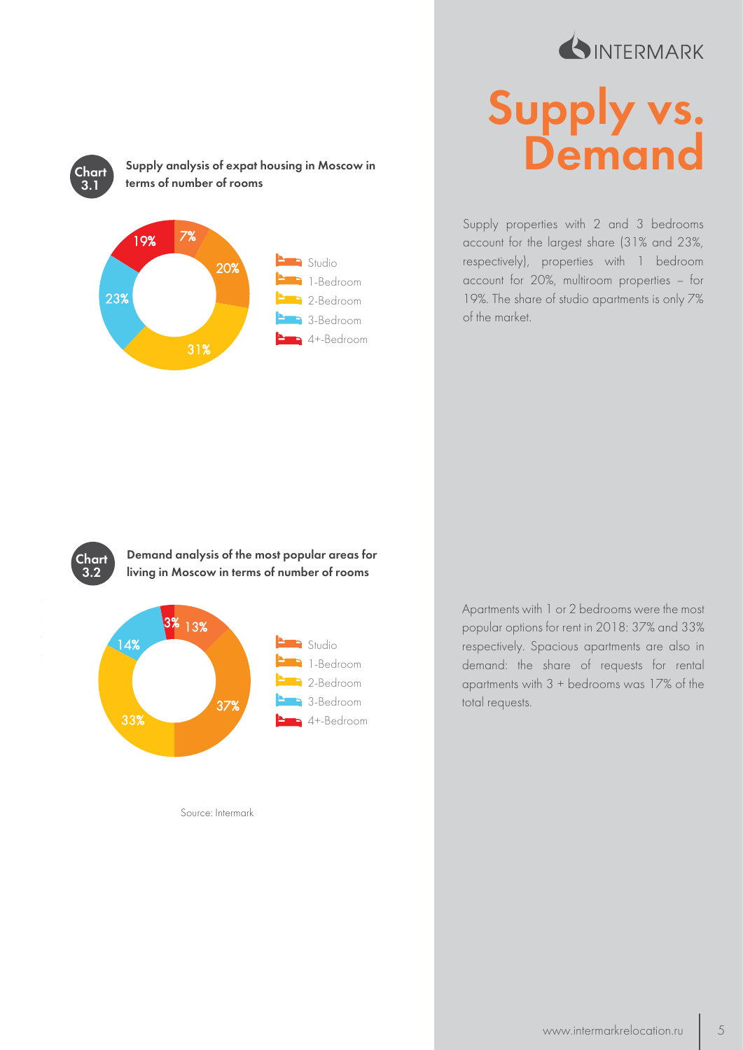# Supply vs. Demand

**Chart 3.1** **Supply analysis of expat housing in Moscow in terms of number of rooms**

| Type | Share |
| --- | --- |
| Studio | 7% |
| 1-Bedroom | 20% |
| 2-Bedroom | 31% |
| 3-Bedroom | 23% |
| 4+-Bedroom | 19% |

Supply properties with 2 and 3 bedrooms account for the largest share (31% and 23%, respectively), properties with 1 bedroom account for 20%, multiroom properties – for 19%. The share of studio apartments is only 7% of the market.

**Chart 3.2** **Demand analysis of the most popular areas for living in Moscow in terms of number of rooms**

| Type | Share |
| --- | --- |
| Studio | 13% |
| 1-Bedroom | 37% |
| 2-Bedroom | 33% |
| 3-Bedroom | 14% |
| 4+-Bedroom | 3% |

Source: Intermark

Apartments with 1 or 2 bedrooms were the most popular options for rent in 2018: 37% and 33% respectively. Spacious apartments are also in demand: the share of requests for rental apartments with 3 + bedrooms was 17% of the total requests.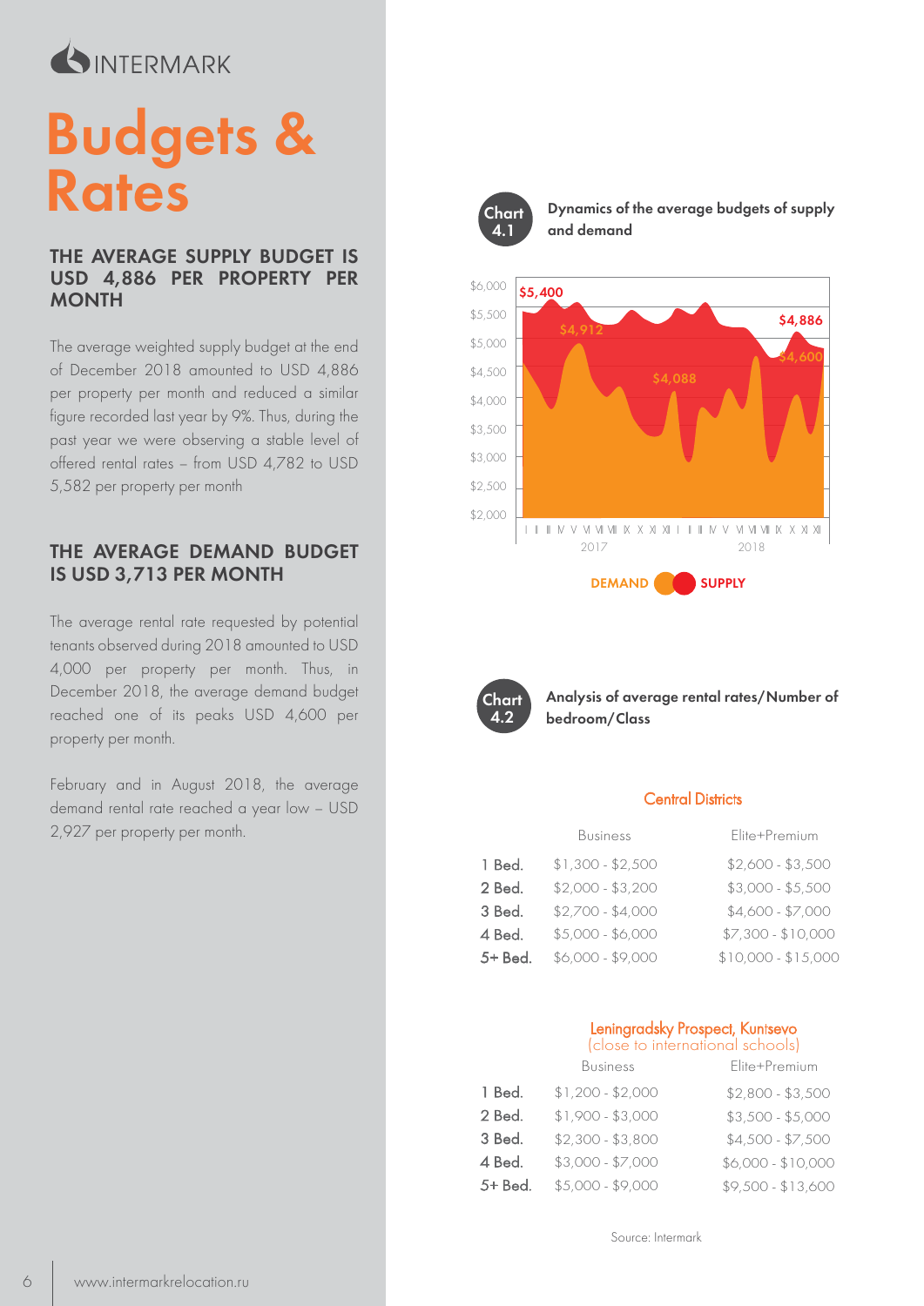# Budgets & Rates

### THE AVERAGE SUPPLY BUDGET IS USD 4,886 PER PROPERTY PER MONTH

The average weighted supply budget at the end of December 2018 amounted to USD 4,886 per property per month and reduced a similar figure recorded last year by 9%. Thus, during the past year we were observing a stable level of offered rental rates – from USD 4,782 to USD 5,582 per property per month

### THE AVERAGE DEMAND BUDGET IS USD 3,713 PER MONTH

The average rental rate requested by potential tenants observed during 2018 amounted to USD 4,000 per property per month. Thus, in December 2018, the average demand budget reached one of its peaks USD 4,600 per property per month.

February and in August 2018, the average demand rental rate reached a year low – USD 2,927 per property per month.

**Chart 4.1** Dynamics of the average budgets of supply and demand

DEMAND | SUPPLY

**Chart 4.2** Analysis of average rental rates/Number of bedroom/Class

**Central Districts**

| | Business | Elite+Premium |
|---|---|---|
| 1 Bed. | $1,300 - $2,500 | $2,600 - $3,500 |
| 2 Bed. | $2,000 - $3,200 | $3,000 - $5,500 |
| 3 Bed. | $2,700 - $4,000 | $4,600 - $7,000 |
| 4 Bed. | $5,000 - $6,000 | $7,300 - $10,000 |
| 5+ Bed. | $6,000 - $9,000 | $10,000 - $15,000 |

**Leningradsky Prospect, Kuntsevo**
(close to international schools)

| | Business | Elite+Premium |
|---|---|---|
| 1 Bed. | $1,200 - $2,000 | $2,800 - $3,500 |
| 2 Bed. | $1,900 - $3,000 | $3,500 - $5,000 |
| 3 Bed. | $2,300 - $3,800 | $4,500 - $7,500 |
| 4 Bed. | $3,000 - $7,000 | $6,000 - $10,000 |
| 5+ Bed. | $5,000 - $9,000 | $9,500 - $13,600 |

Source: Intermark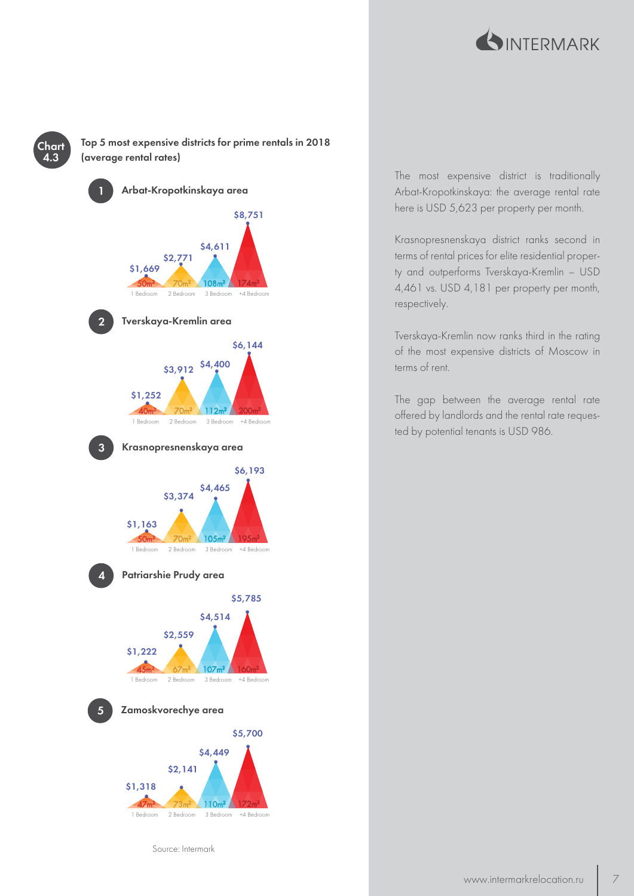**Chart 4.3** Top 5 most expensive districts for prime rentals in 2018 (average rental rates)

**1 Arbat-Kropotkinskaya area**

| | 1 Bedroom | 2 Bedroom | 3 Bedroom | +4 Bedroom |
|---|---|---|---|---|
| Rate | $1,669 | $2,771 | $4,611 | $8,751 |
| Area | 50m² | 70m² | 108m² | 174m² |

**2 Tverskaya-Kremlin area**

| | 1 Bedroom | 2 Bedroom | 3 Bedroom | +4 Bedroom |
|---|---|---|---|---|
| Rate | $1,252 | $3,912 | $4,400 | $6,144 |
| Area | 40m² | 70m² | 112m² | 200m² |

**3 Krasnopresnenskaya area**

| | 1 Bedroom | 2 Bedroom | 3 Bedroom | +4 Bedroom |
|---|---|---|---|---|
| Rate | $1,163 | $3,374 | $4,465 | $6,193 |
| Area | 50m² | 70m² | 105m² | 195m² |

**4 Patriarshie Prudy area**

| | 1 Bedroom | 2 Bedroom | 3 Bedroom | +4 Bedroom |
|---|---|---|---|---|
| Rate | $1,222 | $2,559 | $4,514 | $5,785 |
| Area | 45m² | 67m² | 107m² | 160m² |

**5 Zamoskvorechye area**

| | 1 Bedroom | 2 Bedroom | 3 Bedroom | +4 Bedroom |
|---|---|---|---|---|
| Rate | $1,318 | $2,141 | $4,449 | $5,700 |
| Area | 47m² | 73m² | 110m² | 172m² |

Source: Intermark

The most expensive district is traditionally Arbat-Kropotkinskaya: the average rental rate here is USD 5,623 per property per month.

Krasnopresnenskaya district ranks second in terms of rental prices for elite residential property and outperforms Tverskaya-Kremlin – USD 4,461 vs. USD 4,181 per property per month, respectively.

Tverskaya-Kremlin now ranks third in the rating of the most expensive districts of Moscow in terms of rent.

The gap between the average rental rate offered by landlords and the rental rate requested by potential tenants is USD 986.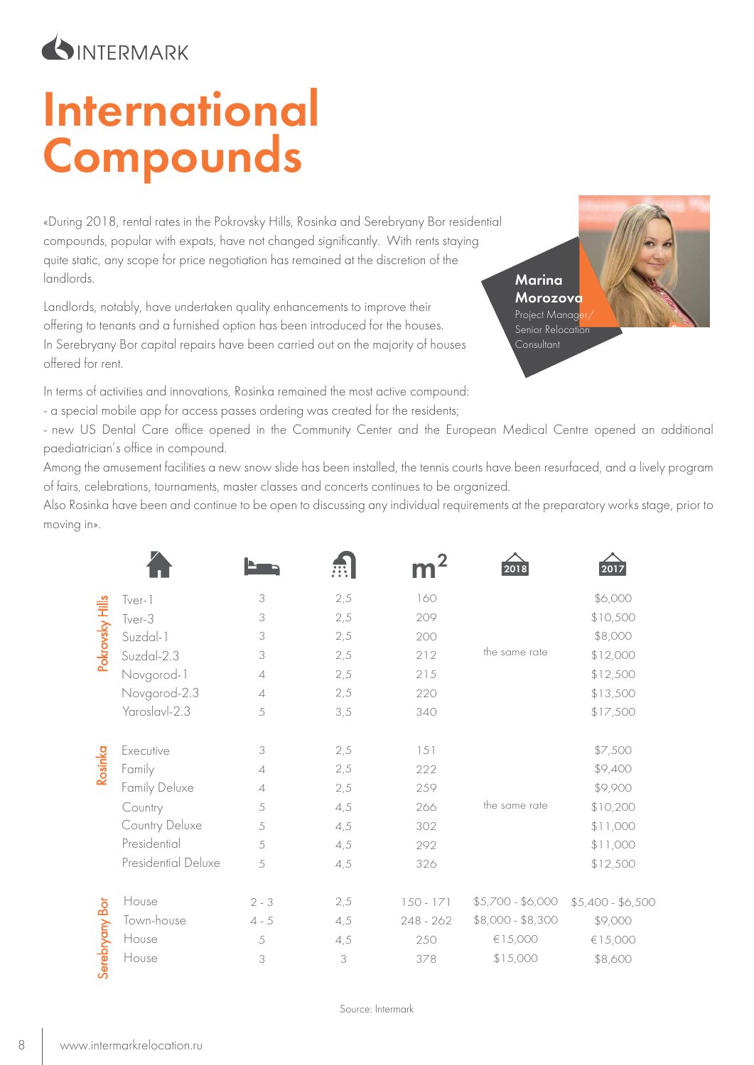# International Compounds

«During 2018, rental rates in the Pokrovsky Hills, Rosinka and Serebryany Bor residential compounds, popular with expats, have not changed significantly. With rents staying quite static, any scope for price negotiation has remained at the discretion of the landlords.

Landlords, notably, have undertaken quality enhancements to improve their offering to tenants and a furnished option has been introduced for the houses. In Serebryany Bor capital repairs have been carried out on the majority of houses offered for rent.

**Marina Morozova**
Project Manager/ Senior Relocation Consultant

In terms of activities and innovations, Rosinka remained the most active compound:
- a special mobile app for access passes ordering was created for the residents;
- new US Dental Care office opened in the Community Center and the European Medical Centre opened an additional paediatrician's office in compound.

Among the amusement facilities a new snow slide has been installed, the tennis courts have been resurfaced, and a lively program of fairs, celebrations, tournaments, master classes and concerts continues to be organized.

Also Rosinka have been and continue to be open to discussing any individual requirements at the preparatory works stage, prior to moving in».

| Compound | House | Bedrooms | Bathrooms | m² | 2018 | 2017 |
|---|---|---|---|---|---|---|
| Pokrovsky Hills | Tver-1 | 3 | 2,5 | 160 | the same rate | $6,000 |
| | Tver-3 | 3 | 2,5 | 209 | the same rate | $10,500 |
| | Suzdal-1 | 3 | 2,5 | 200 | the same rate | $8,000 |
| | Suzdal-2.3 | 3 | 2,5 | 212 | the same rate | $12,000 |
| | Novgorod-1 | 4 | 2,5 | 215 | the same rate | $12,500 |
| | Novgorod-2.3 | 4 | 2,5 | 220 | the same rate | $13,500 |
| | Yaroslavl-2.3 | 5 | 3,5 | 340 | the same rate | $17,500 |
| Rosinka | Executive | 3 | 2,5 | 151 | the same rate | $7,500 |
| | Family | 4 | 2,5 | 222 | the same rate | $9,400 |
| | Family Deluxe | 4 | 2,5 | 259 | the same rate | $9,900 |
| | Country | 5 | 4,5 | 266 | the same rate | $10,200 |
| | Country Deluxe | 5 | 4,5 | 302 | the same rate | $11,000 |
| | Presidential | 5 | 4,5 | 292 | the same rate | $11,000 |
| | Presidential Deluxe | 5 | 4,5 | 326 | the same rate | $12,500 |
| Serebryany Bor | House | 2 - 3 | 2,5 | 150 - 171 | $5,700 - $6,000 | $5,400 - $6,500 |
| | Town-house | 4 - 5 | 4,5 | 248 - 262 | $8,000 - $8,300 | $9,000 |
| | House | 5 | 4,5 | 250 | €15,000 | €15,000 |
| | House | 3 | 3 | 378 | $15,000 | $8,600 |

Source: Intermark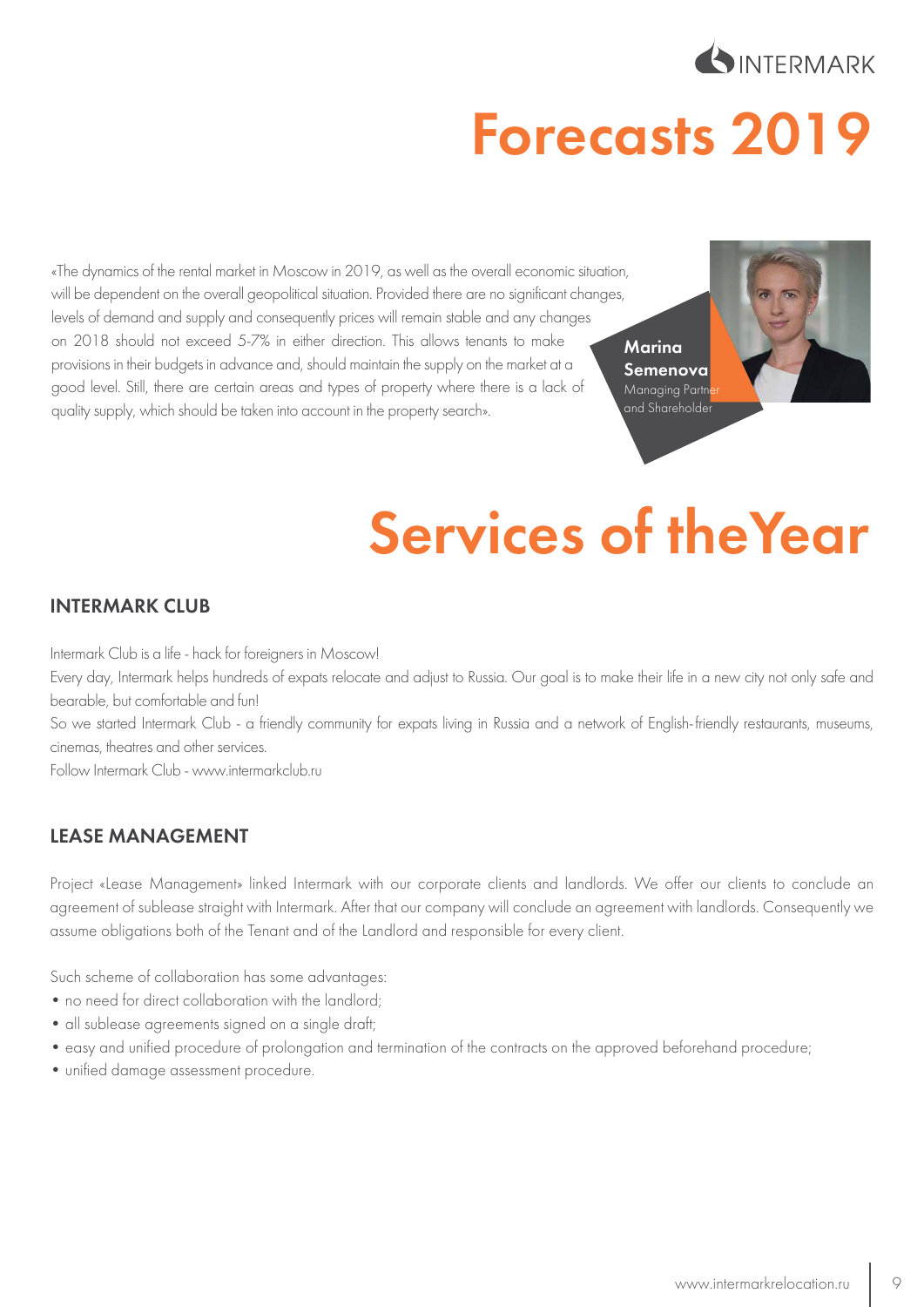# Forecasts 2019

«The dynamics of the rental market in Moscow in 2019, as well as the overall economic situation, will be dependent on the overall geopolitical situation. Provided there are no significant changes, levels of demand and supply and consequently prices will remain stable and any changes on 2018 should not exceed 5-7% in either direction. This allows tenants to make provisions in their budgets in advance and, should maintain the supply on the market at a good level. Still, there are certain areas and types of property where there is a lack of quality supply, which should be taken into account in the property search».

**Marina Semenova**
Managing Partner and Shareholder

# Services of theYear

## INTERMARK CLUB

Intermark Club is a life - hack for foreigners in Moscow!

Every day, Intermark helps hundreds of expats relocate and adjust to Russia. Our goal is to make their life in a new city not only safe and bearable, but comfortable and fun!

So we started Intermark Club - a friendly community for expats living in Russia and a network of English-friendly restaurants, museums, cinemas, theatres and other services.

Follow Intermark Club - www.intermarkclub.ru

## LEASE MANAGEMENT

Project «Lease Management» linked Intermark with our corporate clients and landlords. We offer our clients to conclude an agreement of sublease straight with Intermark. After that our company will conclude an agreement with landlords. Consequently we assume obligations both of the Tenant and of the Landlord and responsible for every client.

Such scheme of collaboration has some advantages:

- no need for direct collaboration with the landlord;
- all sublease agreements signed on a single draft;
- easy and unified procedure of prolongation and termination of the contracts on the approved beforehand procedure;
- unified damage assessment procedure.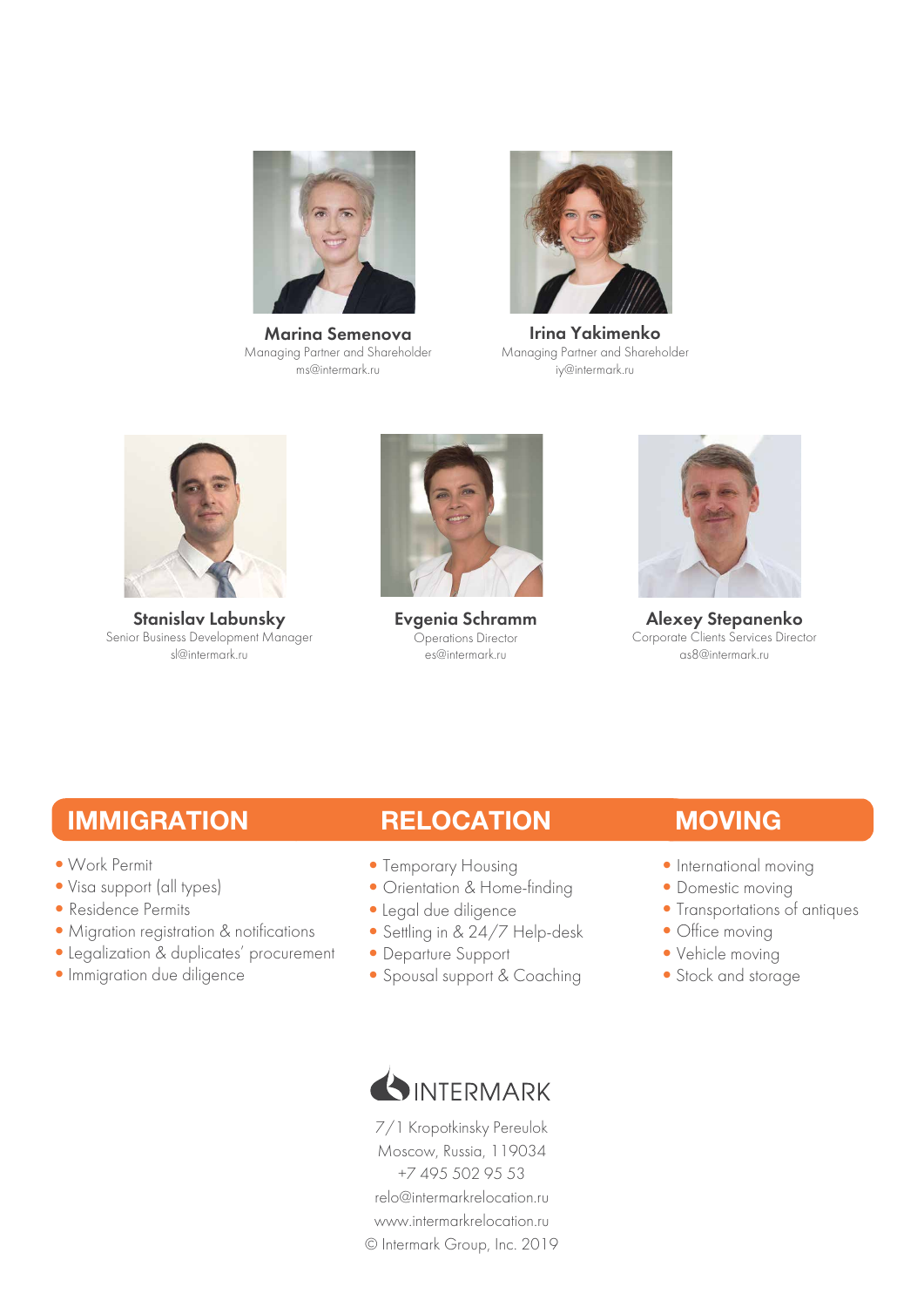**Marina Semenova**
Managing Partner and Shareholder
ms@intermark.ru

**Irina Yakimenko**
Managing Partner and Shareholder
iy@intermark.ru

**Stanislav Labunsky**
Senior Business Development Manager
sl@intermark.ru

**Evgenia Schramm**
Operations Director
es@intermark.ru

**Alexey Stepanenko**
Corporate Clients Services Director
as8@intermark.ru

## IMMIGRATION

- Work Permit
- Visa support (all types)
- Residence Permits
- Migration registration & notifications
- Legalization & duplicates' procurement
- Immigration due diligence

## RELOCATION

- Temporary Housing
- Orientation & Home-finding
- Legal due diligence
- Settling in & 24/7 Help-desk
- Departure Support
- Spousal support & Coaching

## MOVING

- International moving
- Domestic moving
- Transportations of antiques
- Office moving
- Vehicle moving
- Stock and storage

INTERMARK

7/1 Kropotkinsky Pereulok
Moscow, Russia, 119034
+7 495 502 95 53
relo@intermarkrelocation.ru
www.intermarkrelocation.ru
© Intermark Group, Inc. 2019